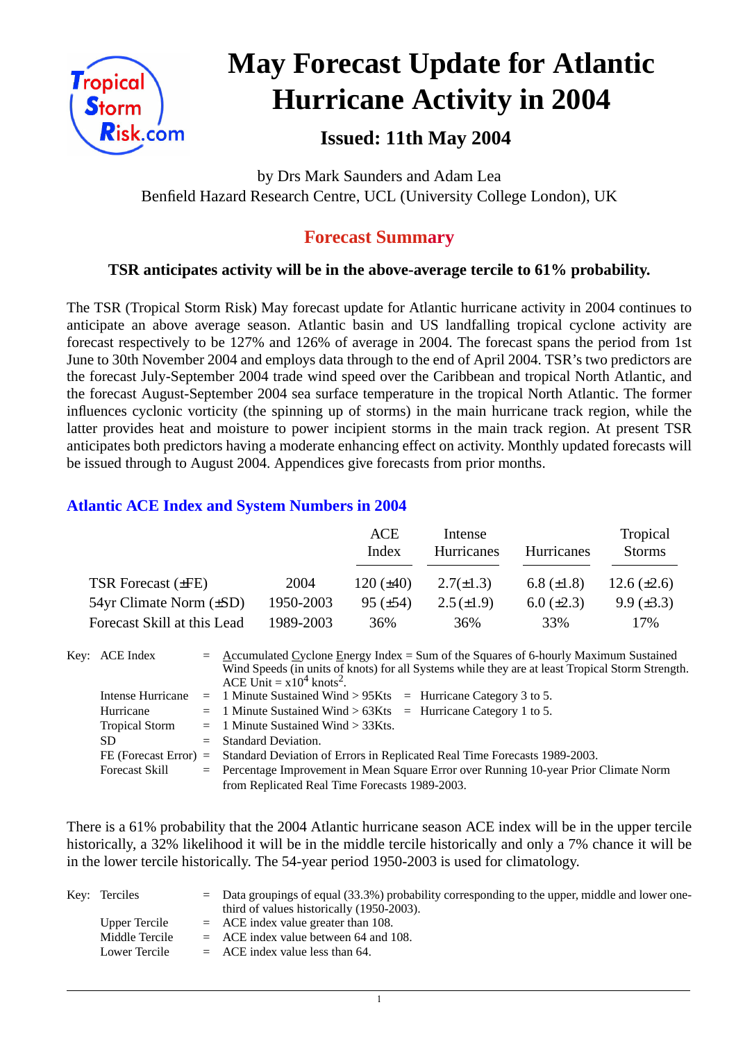# May Forecast Update for Atlantic Hurricane Activity in 2004

## Issued: 11th May 2004

by Drs Mark Saunders and Adam Lea
Benfield Hazard Research Centre, UCL (University College London), UK

## Forecast Summary

**TSR anticipates activity will be in the above-average tercile to 61% probability.**

The TSR (Tropical Storm Risk) May forecast update for Atlantic hurricane activity in 2004 continues to anticipate an above average season. Atlantic basin and US landfalling tropical cyclone activity are forecast respectively to be 127% and 126% of average in 2004. The forecast spans the period from 1st June to 30th November 2004 and employs data through to the end of April 2004. TSR's two predictors are the forecast July-September 2004 trade wind speed over the Caribbean and tropical North Atlantic, and the forecast August-September 2004 sea surface temperature in the tropical North Atlantic. The former influences cyclonic vorticity (the spinning up of storms) in the main hurricane track region, while the latter provides heat and moisture to power incipient storms in the main track region. At present TSR anticipates both predictors having a moderate enhancing effect on activity. Monthly updated forecasts will be issued through to August 2004. Appendices give forecasts from prior months.

### Atlantic ACE Index and System Numbers in 2004

| | | ACE Index | Intense Hurricanes | Hurricanes | Tropical Storms |
|---|---|---|---|---|---|
| TSR Forecast (±FE) | 2004 | 120 (±40) | 2.7(±1.3) | 6.8 (±1.8) | 12.6 (±2.6) |
| 54yr Climate Norm (±SD) | 1950-2003 | 95 (±54) | 2.5 (±1.9) | 6.0 (±2.3) | 9.9 (±3.3) |
| Forecast Skill at this Lead | 1989-2003 | 36% | 36% | 33% | 17% |

Key:
- ACE Index = Accumulated Cyclone Energy Index = Sum of the Squares of 6-hourly Maximum Sustained Wind Speeds (in units of knots) for all Systems while they are at least Tropical Storm Strength. ACE Unit = $x10^4$ knots$^2$.
- Intense Hurricane = 1 Minute Sustained Wind > 95Kts = Hurricane Category 3 to 5.
- Hurricane = 1 Minute Sustained Wind > 63Kts = Hurricane Category 1 to 5.
- Tropical Storm = 1 Minute Sustained Wind > 33Kts.
- SD = Standard Deviation.
- FE (Forecast Error) = Standard Deviation of Errors in Replicated Real Time Forecasts 1989-2003.
- Forecast Skill = Percentage Improvement in Mean Square Error over Running 10-year Prior Climate Norm from Replicated Real Time Forecasts 1989-2003.

There is a 61% probability that the 2004 Atlantic hurricane season ACE index will be in the upper tercile historically, a 32% likelihood it will be in the middle tercile historically and only a 7% chance it will be in the lower tercile historically. The 54-year period 1950-2003 is used for climatology.

Key:
- Terciles = Data groupings of equal (33.3%) probability corresponding to the upper, middle and lower one-third of values historically (1950-2003).
- Upper Tercile = ACE index value greater than 108.
- Middle Tercile = ACE index value between 64 and 108.
- Lower Tercile = ACE index value less than 64.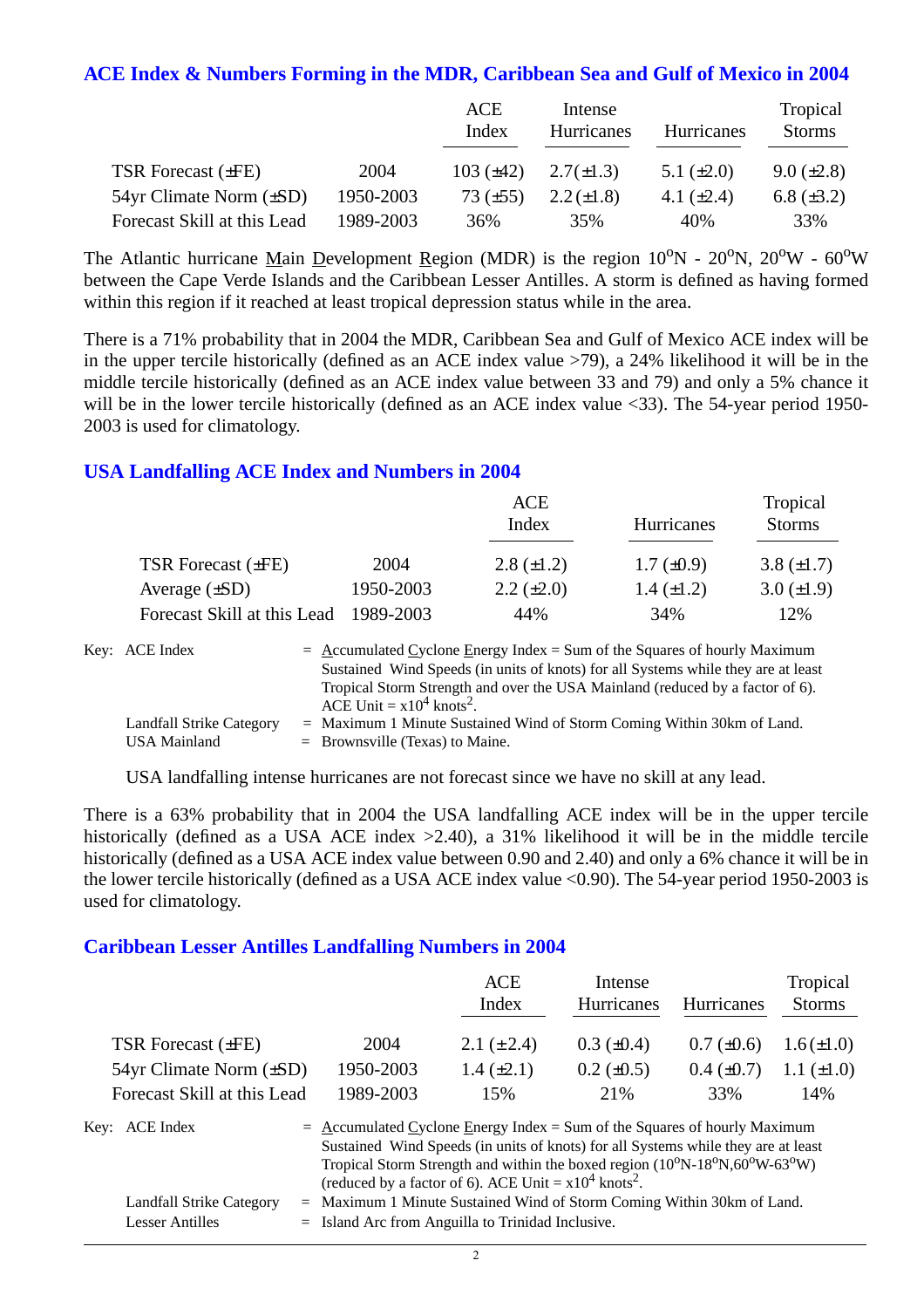## ACE Index & Numbers Forming in the MDR, Caribbean Sea and Gulf of Mexico in 2004

| | | ACE Index | Intense Hurricanes | Hurricanes | Tropical Storms |
|---|---|---|---|---|---|
| TSR Forecast (±FE) | 2004 | 103 (±42) | 2.7(±1.3) | 5.1 (±2.0) | 9.0 (±2.8) |
| 54yr Climate Norm (±SD) | 1950-2003 | 73 (±55) | 2.2 (±1.8) | 4.1 (±2.4) | 6.8 (±3.2) |
| Forecast Skill at this Lead | 1989-2003 | 36% | 35% | 40% | 33% |

The Atlantic hurricane Main Development Region (MDR) is the region $10^oN$ - $20^oN$, $20^oW$ - $60^oW$ between the Cape Verde Islands and the Caribbean Lesser Antilles. A storm is defined as having formed within this region if it reached at least tropical depression status while in the area.

There is a 71% probability that in 2004 the MDR, Caribbean Sea and Gulf of Mexico ACE index will be in the upper tercile historically (defined as an ACE index value >79), a 24% likelihood it will be in the middle tercile historically (defined as an ACE index value between 33 and 79) and only a 5% chance it will be in the lower tercile historically (defined as an ACE index value <33). The 54-year period 1950-2003 is used for climatology.

## USA Landfalling ACE Index and Numbers in 2004

| | | ACE Index | Hurricanes | Tropical Storms |
|---|---|---|---|---|
| TSR Forecast (±FE) | 2004 | 2.8 (±1.2) | 1.7 (±0.9) | 3.8 (±1.7) |
| Average (±SD) | 1950-2003 | 2.2 (±2.0) | 1.4 (±1.2) | 3.0 (±1.9) |
| Forecast Skill at this Lead | 1989-2003 | 44% | 34% | 12% |

Key: ACE Index = Accumulated Cyclone Energy Index = Sum of the Squares of hourly Maximum Sustained Wind Speeds (in units of knots) for all Systems while they are at least Tropical Storm Strength and over the USA Mainland (reduced by a factor of 6). ACE Unit = $x10^4$ $knots^2$.

Landfall Strike Category = Maximum 1 Minute Sustained Wind of Storm Coming Within 30km of Land.

USA Mainland = Brownsville (Texas) to Maine.

USA landfalling intense hurricanes are not forecast since we have no skill at any lead.

There is a 63% probability that in 2004 the USA landfalling ACE index will be in the upper tercile historically (defined as a USA ACE index >2.40), a 31% likelihood it will be in the middle tercile historically (defined as a USA ACE index value between 0.90 and 2.40) and only a 6% chance it will be in the lower tercile historically (defined as a USA ACE index value <0.90). The 54-year period 1950-2003 is used for climatology.

## Caribbean Lesser Antilles Landfalling Numbers in 2004

| | | ACE Index | Intense Hurricanes | Hurricanes | Tropical Storms |
|---|---|---|---|---|---|
| TSR Forecast (±FE) | 2004 | 2.1 (±2.4) | 0.3 (±0.4) | 0.7 (±0.6) | 1.6 (±1.0) |
| 54yr Climate Norm (±SD) | 1950-2003 | 1.4 (±2.1) | 0.2 (±0.5) | 0.4 (±0.7) | 1.1 (±1.0) |
| Forecast Skill at this Lead | 1989-2003 | 15% | 21% | 33% | 14% |

Key: ACE Index = Accumulated Cyclone Energy Index = Sum of the Squares of hourly Maximum Sustained Wind Speeds (in units of knots) for all Systems while they are at least Tropical Storm Strength and within the boxed region ($10^oN$-$18^oN$,$60^oW$-$63^oW$) (reduced by a factor of 6). ACE Unit = $x10^4$ $knots^2$.

Landfall Strike Category = Maximum 1 Minute Sustained Wind of Storm Coming Within 30km of Land.

Lesser Antilles = Island Arc from Anguilla to Trinidad Inclusive.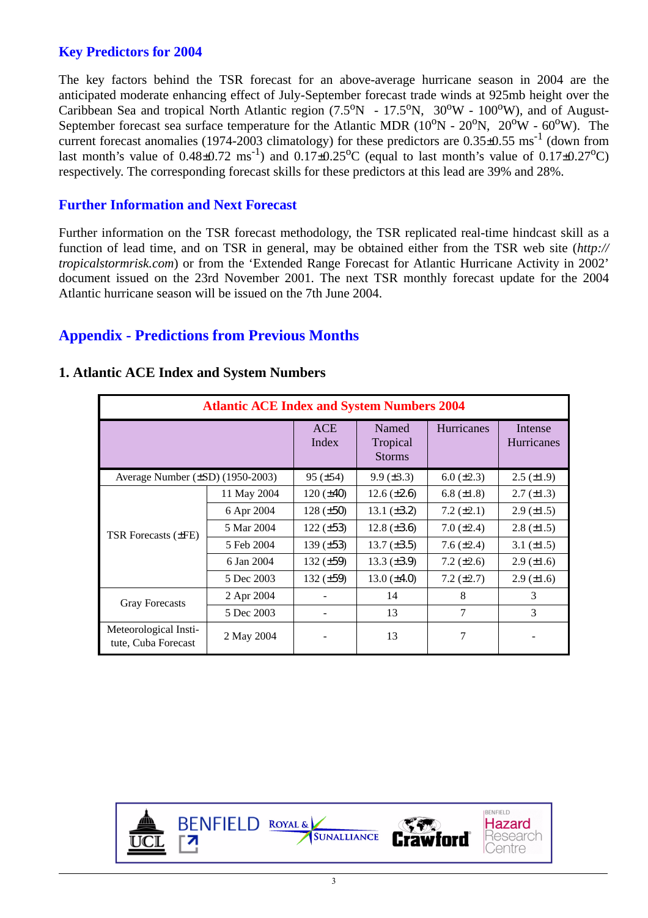## Key Predictors for 2004

The key factors behind the TSR forecast for an above-average hurricane season in 2004 are the anticipated moderate enhancing effect of July-September forecast trade winds at 925mb height over the Caribbean Sea and tropical North Atlantic region (7.5$^o$N - 17.5$^o$N, 30$^o$W - 100$^o$W), and of August-September forecast sea surface temperature for the Atlantic MDR (10$^o$N - 20$^o$N, 20$^o$W - 60$^o$W). The current forecast anomalies (1974-2003 climatology) for these predictors are 0.35±0.55 ms$^{-1}$ (down from last month's value of 0.48±0.72 ms$^{-1}$) and 0.17±0.25$^o$C (equal to last month's value of 0.17±0.27$^o$C) respectively. The corresponding forecast skills for these predictors at this lead are 39% and 28%.

## Further Information and Next Forecast

Further information on the TSR forecast methodology, the TSR replicated real-time hindcast skill as a function of lead time, and on TSR in general, may be obtained either from the TSR web site (*http://tropicalstormrisk.com*) or from the 'Extended Range Forecast for Atlantic Hurricane Activity in 2002' document issued on the 23rd November 2001. The next TSR monthly forecast update for the 2004 Atlantic hurricane season will be issued on the 7th June 2004.

# Appendix - Predictions from Previous Months

### 1. Atlantic ACE Index and System Numbers

| Atlantic ACE Index and System Numbers 2004 | | | | | |
|---|---|---|---|---|---|
| | | ACE Index | Named Tropical Storms | Hurricanes | Intense Hurricanes |
| Average Number (±SD) (1950-2003) | | 95 (±54) | 9.9 (±3.3) | 6.0 (±2.3) | 2.5 (±1.9) |
| TSR Forecasts (±FE) | 11 May 2004 | 120 (±40) | 12.6 (±2.6) | 6.8 (±1.8) | 2.7 (±1.3) |
| | 6 Apr 2004 | 128 (±50) | 13.1 (±3.2) | 7.2 (±2.1) | 2.9 (±1.5) |
| | 5 Mar 2004 | 122 (±53) | 12.8 (±3.6) | 7.0 (±2.4) | 2.8 (±1.5) |
| | 5 Feb 2004 | 139 (±53) | 13.7 (±3.5) | 7.6 (±2.4) | 3.1 (±1.5) |
| | 6 Jan 2004 | 132 (±59) | 13.3 (±3.9) | 7.2 (±2.6) | 2.9 (±1.6) |
| | 5 Dec 2003 | 132 (±59) | 13.0 (±4.0) | 7.2 (±2.7) | 2.9 (±1.6) |
| Gray Forecasts | 2 Apr 2004 | - | 14 | 8 | 3 |
| | 5 Dec 2003 | - | 13 | 7 | 3 |
| Meteorological Institute, Cuba Forecast | 2 May 2004 | - | 13 | 7 | - |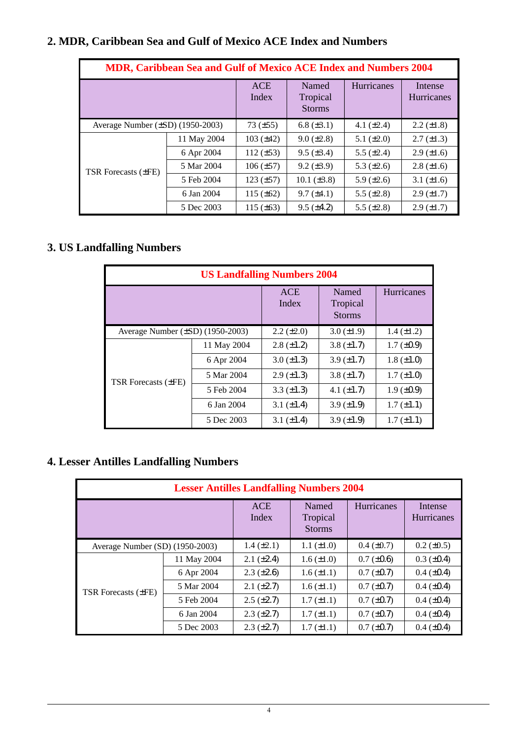## 2. MDR, Caribbean Sea and Gulf of Mexico ACE Index and Numbers

| MDR, Caribbean Sea and Gulf of Mexico ACE Index and Numbers 2004 | | | | | |
|---|---|---|---|---|---|
| | | ACE Index | Named Tropical Storms | Hurricanes | Intense Hurricanes |
| Average Number (±SD) (1950-2003) | | 73 (±55) | 6.8 (±3.1) | 4.1 (±2.4) | 2.2 (±1.8) |
| TSR Forecasts (±FE) | 11 May 2004 | 103 (±42) | 9.0 (±2.8) | 5.1 (±2.0) | 2.7 (±1.3) |
| | 6 Apr 2004 | 112 (±53) | 9.5 (±3.4) | 5.5 (±2.4) | 2.9 (±1.6) |
| | 5 Mar 2004 | 106 (±57) | 9.2 (±3.9) | 5.3 (±2.6) | 2.8 (±1.6) |
| | 5 Feb 2004 | 123 (±57) | 10.1 (±3.8) | 5.9 (±2.6) | 3.1 (±1.6) |
| | 6 Jan 2004 | 115 (±62) | 9.7 (±4.1) | 5.5 (±2.8) | 2.9 (±1.7) |
| | 5 Dec 2003 | 115 (±63) | 9.5 (±4.2) | 5.5 (±2.8) | 2.9 (±1.7) |

## 3. US Landfalling Numbers

| US Landfalling Numbers 2004 | | | | |
|---|---|---|---|---|
| | | ACE Index | Named Tropical Storms | Hurricanes |
| Average Number (±SD) (1950-2003) | | 2.2 (±2.0) | 3.0 (±1.9) | 1.4 (±1.2) |
| TSR Forecasts (±FE) | 11 May 2004 | 2.8 (±1.2) | 3.8 (±1.7) | 1.7 (±0.9) |
| | 6 Apr 2004 | 3.0 (±1.3) | 3.9 (±1.7) | 1.8 (±1.0) |
| | 5 Mar 2004 | 2.9 (±1.3) | 3.8 (±1.7) | 1.7 (±1.0) |
| | 5 Feb 2004 | 3.3 (±1.3) | 4.1 (±1.7) | 1.9 (±0.9) |
| | 6 Jan 2004 | 3.1 (±1.4) | 3.9 (±1.9) | 1.7 (±1.1) |
| | 5 Dec 2003 | 3.1 (±1.4) | 3.9 (±1.9) | 1.7 (±1.1) |

## 4. Lesser Antilles Landfalling Numbers

| Lesser Antilles Landfalling Numbers 2004 | | | | | |
|---|---|---|---|---|---|
| | | ACE Index | Named Tropical Storms | Hurricanes | Intense Hurricanes |
| Average Number (SD) (1950-2003) | | 1.4 (±2.1) | 1.1 (±1.0) | 0.4 (±0.7) | 0.2 (±0.5) |
| TSR Forecasts (±FE) | 11 May 2004 | 2.1 (±2.4) | 1.6 (±1.0) | 0.7 (±0.6) | 0.3 (±0.4) |
| | 6 Apr 2004 | 2.3 (±2.6) | 1.6 (±1.1) | 0.7 (±0.7) | 0.4 (±0.4) |
| | 5 Mar 2004 | 2.1 (±2.7) | 1.6 (±1.1) | 0.7 (±0.7) | 0.4 (±0.4) |
| | 5 Feb 2004 | 2.5 (±2.7) | 1.7 (±1.1) | 0.7 (±0.7) | 0.4 (±0.4) |
| | 6 Jan 2004 | 2.3 (±2.7) | 1.7 (±1.1) | 0.7 (±0.7) | 0.4 (±0.4) |
| | 5 Dec 2003 | 2.3 (±2.7) | 1.7 (±1.1) | 0.7 (±0.7) | 0.4 (±0.4) |